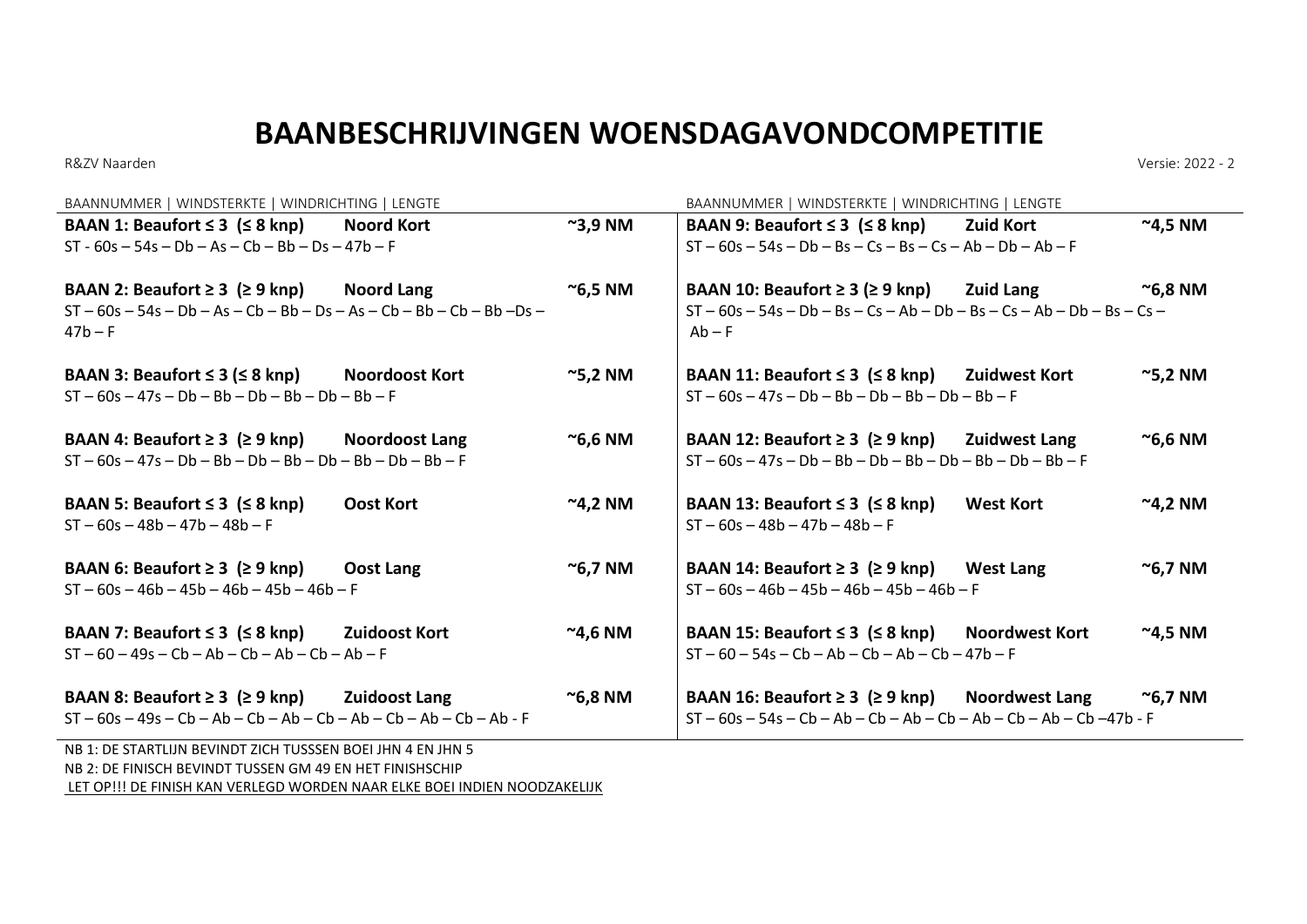# BAANBESCHRIJVINGEN WOENSDAGAVONDCOMPETITIE

R&ZV Naarden

Versie: 2022 - 2

BAANNUMMER | WINDSTERKTE | WINDRICHTING | LENGTE

**BAAN 1: Beaufort ≤ 3 (≤ 8 knp) Noord Kort ~3,9 NM**
ST - 60s – 54s – Db – As – Cb – Bb – Ds – 47b – F

**BAAN 2: Beaufort ≥ 3 (≥ 9 knp) Noord Lang ~6,5 NM**
ST – 60s – 54s – Db – As – Cb – Bb – Ds – As – Cb – Bb – Cb – Bb –Ds – 47b – F

**BAAN 3: Beaufort ≤ 3 (≤ 8 knp) Noordoost Kort ~5,2 NM**
ST – 60s – 47s – Db – Bb – Db – Bb – Db – Bb – F

**BAAN 4: Beaufort ≥ 3 (≥ 9 knp) Noordoost Lang ~6,6 NM**
ST – 60s – 47s – Db – Bb – Db – Bb – Db – Bb – Db – Bb – F

**BAAN 5: Beaufort ≤ 3 (≤ 8 knp) Oost Kort ~4,2 NM**
ST – 60s – 48b – 47b – 48b – F

**BAAN 6: Beaufort ≥ 3 (≥ 9 knp) Oost Lang ~6,7 NM**
ST – 60s – 46b – 45b – 46b – 45b – 46b – F

**BAAN 7: Beaufort ≤ 3 (≤ 8 knp) Zuidoost Kort ~4,6 NM**
ST – 60 – 49s – Cb – Ab – Cb – Ab – Cb – Ab – F

**BAAN 8: Beaufort ≥ 3 (≥ 9 knp) Zuidoost Lang ~6,8 NM**
ST – 60s – 49s – Cb – Ab – Cb – Ab – Cb – Ab – Cb – Ab – Cb – Ab - F

BAANNUMMER | WINDSTERKTE | WINDRICHTING | LENGTE

**BAAN 9: Beaufort ≤ 3 (≤ 8 knp) Zuid Kort ~4,5 NM**
ST – 60s – 54s – Db – Bs – Cs – Bs – Cs – Ab – Db – Ab – F

**BAAN 10: Beaufort ≥ 3 (≥ 9 knp) Zuid Lang ~6,8 NM**
ST – 60s – 54s – Db – Bs – Cs – Ab – Db – Bs – Cs – Ab – Db – Bs – Cs – Ab – F

**BAAN 11: Beaufort ≤ 3 (≤ 8 knp) Zuidwest Kort ~5,2 NM**
ST – 60s – 47s – Db – Bb – Db – Bb – Db – Bb – F

**BAAN 12: Beaufort ≥ 3 (≥ 9 knp) Zuidwest Lang ~6,6 NM**
ST – 60s – 47s – Db – Bb – Db – Bb – Db – Bb – Db – Bb – F

**BAAN 13: Beaufort ≤ 3 (≤ 8 knp) West Kort ~4,2 NM**
ST – 60s – 48b – 47b – 48b – F

**BAAN 14: Beaufort ≥ 3 (≥ 9 knp) West Lang ~6,7 NM**
ST – 60s – 46b – 45b – 46b – 45b – 46b – F

**BAAN 15: Beaufort ≤ 3 (≤ 8 knp) Noordwest Kort ~4,5 NM**
ST – 60 – 54s – Cb – Ab – Cb – Ab – Cb – 47b – F

**BAAN 16: Beaufort ≥ 3 (≥ 9 knp) Noordwest Lang ~6,7 NM**
ST – 60s – 54s – Cb – Ab – Cb – Ab – Cb – Ab – Cb – Ab – Cb –47b - F

NB 1: DE STARTLIJN BEVINDT ZICH TUSSSEN BOEI JHN 4 EN JHN 5

NB 2: DE FINISCH BEVINDT TUSSEN GM 49 EN HET FINISHSCHIP

LET OP!!! DE FINISH KAN VERLEGD WORDEN NAAR ELKE BOEI INDIEN NOODZAKELIJK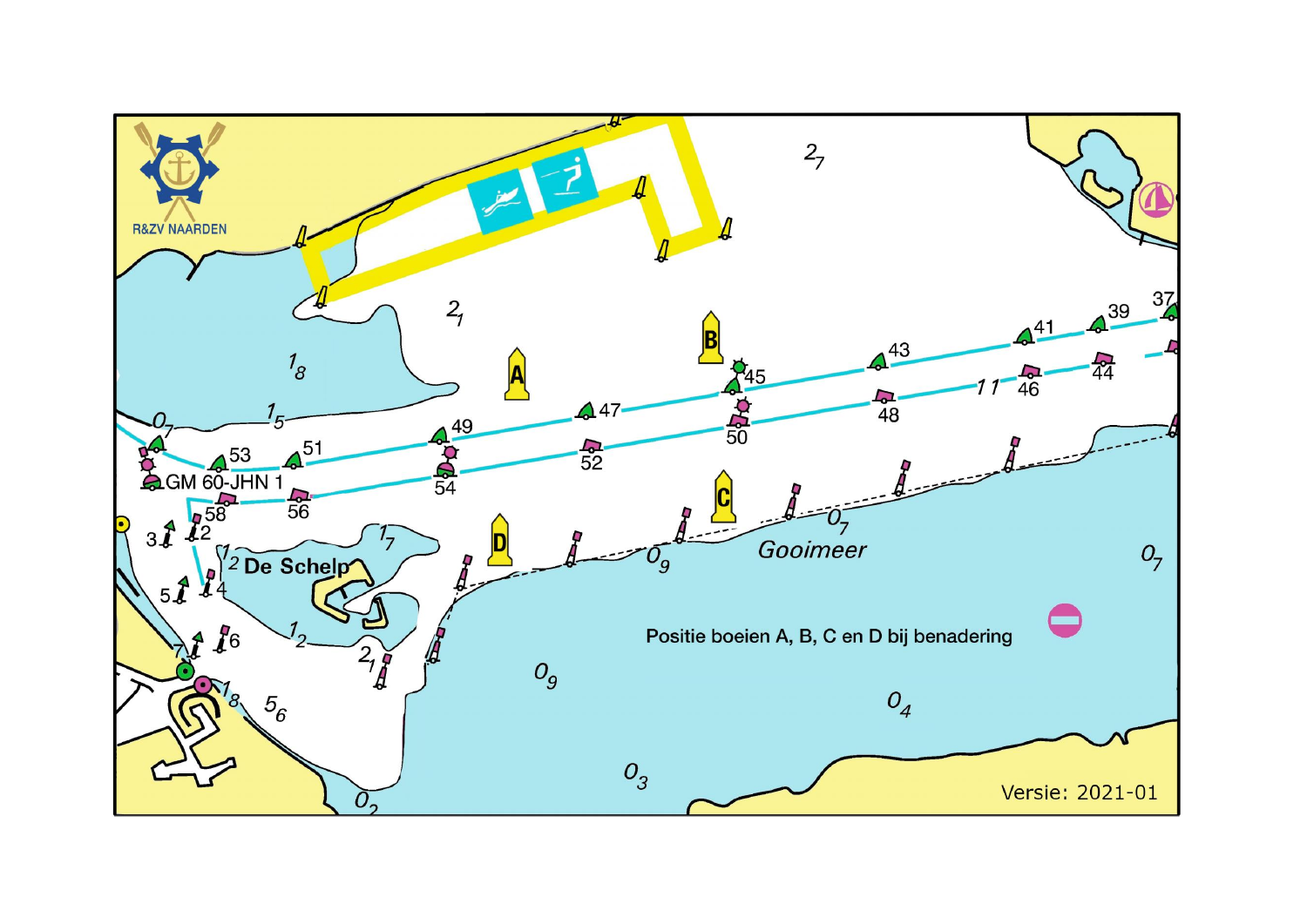R&ZV NAARDEN

De Schelp

Gooimeer

GM 60-JHN 1

Positie boeien A, B, C en D bij benadering

Versie: 2021-01